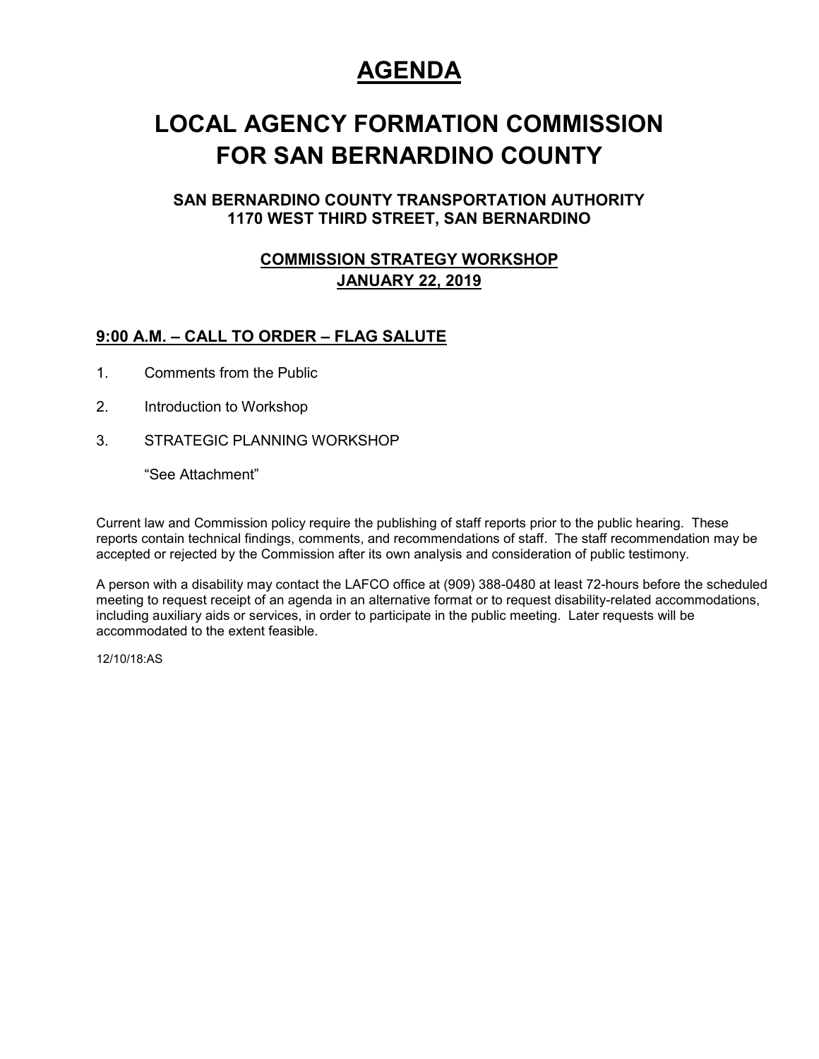# AGENDA

# LOCAL AGENCY FORMATION COMMISSION FOR SAN BERNARDINO COUNTY

### SAN BERNARDINO COUNTY TRANSPORTATION AUTHORITY
### 1170 WEST THIRD STREET, SAN BERNARDINO

### COMMISSION STRATEGY WORKSHOP
### JANUARY 22, 2019

## 9:00 A.M. – CALL TO ORDER – FLAG SALUTE

1. Comments from the Public
2. Introduction to Workshop
3. STRATEGIC PLANNING WORKSHOP

   "See Attachment"

Current law and Commission policy require the publishing of staff reports prior to the public hearing. These reports contain technical findings, comments, and recommendations of staff. The staff recommendation may be accepted or rejected by the Commission after its own analysis and consideration of public testimony.

A person with a disability may contact the LAFCO office at (909) 388-0480 at least 72-hours before the scheduled meeting to request receipt of an agenda in an alternative format or to request disability-related accommodations, including auxiliary aids or services, in order to participate in the public meeting. Later requests will be accommodated to the extent feasible.

12/10/18:AS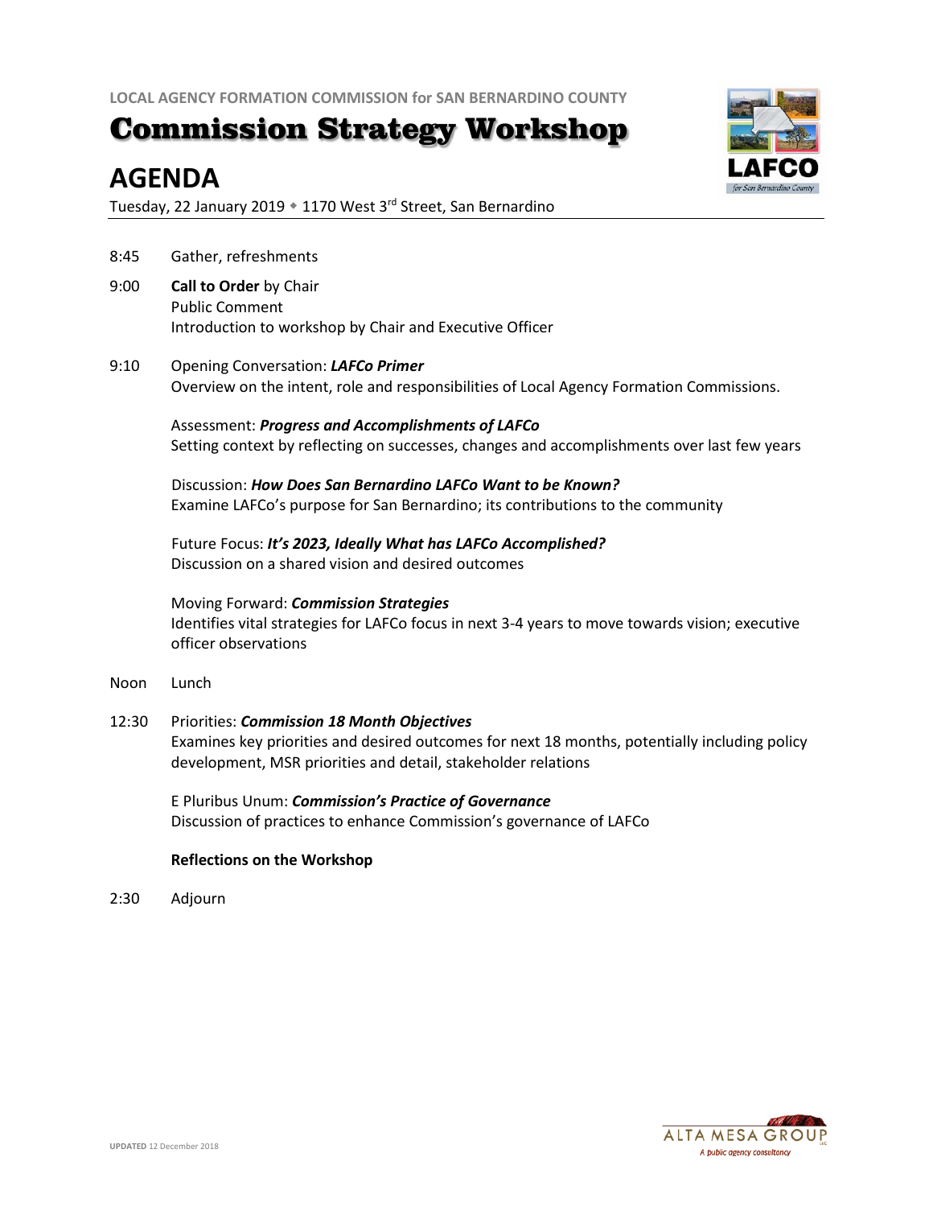LOCAL AGENCY FORMATION COMMISSION for SAN BERNARDINO COUNTY

# Commission Strategy Workshop

## AGENDA

Tuesday, 22 January 2019 ◆ 1170 West 3rd Street, San Bernardino

8:45 Gather, refreshments

9:00 **Call to Order** by Chair
Public Comment
Introduction to workshop by Chair and Executive Officer

9:10 Opening Conversation: ***LAFCo Primer***
Overview on the intent, role and responsibilities of Local Agency Formation Commissions.

Assessment: ***Progress and Accomplishments of LAFCo***
Setting context by reflecting on successes, changes and accomplishments over last few years

Discussion: ***How Does San Bernardino LAFCo Want to be Known?***
Examine LAFCo's purpose for San Bernardino; its contributions to the community

Future Focus: ***It's 2023, Ideally What has LAFCo Accomplished?***
Discussion on a shared vision and desired outcomes

Moving Forward: ***Commission Strategies***
Identifies vital strategies for LAFCo focus in next 3-4 years to move towards vision; executive officer observations

Noon Lunch

12:30 Priorities: ***Commission 18 Month Objectives***
Examines key priorities and desired outcomes for next 18 months, potentially including policy development, MSR priorities and detail, stakeholder relations

E Pluribus Unum: ***Commission's Practice of Governance***
Discussion of practices to enhance Commission's governance of LAFCo

**Reflections on the Workshop**

2:30 Adjourn

**UPDATED** 12 December 2018